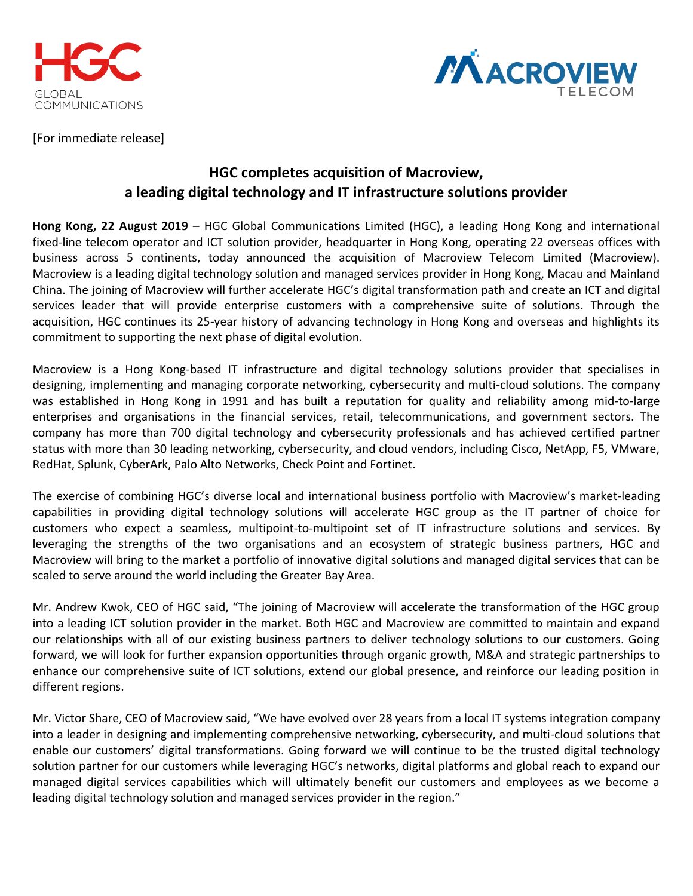[For immediate release]

# HGC completes acquisition of Macroview, a leading digital technology and IT infrastructure solutions provider

**Hong Kong, 22 August 2019** – HGC Global Communications Limited (HGC), a leading Hong Kong and international fixed-line telecom operator and ICT solution provider, headquarter in Hong Kong, operating 22 overseas offices with business across 5 continents, today announced the acquisition of Macroview Telecom Limited (Macroview). Macroview is a leading digital technology solution and managed services provider in Hong Kong, Macau and Mainland China. The joining of Macroview will further accelerate HGC's digital transformation path and create an ICT and digital services leader that will provide enterprise customers with a comprehensive suite of solutions. Through the acquisition, HGC continues its 25-year history of advancing technology in Hong Kong and overseas and highlights its commitment to supporting the next phase of digital evolution.

Macroview is a Hong Kong-based IT infrastructure and digital technology solutions provider that specialises in designing, implementing and managing corporate networking, cybersecurity and multi-cloud solutions. The company was established in Hong Kong in 1991 and has built a reputation for quality and reliability among mid-to-large enterprises and organisations in the financial services, retail, telecommunications, and government sectors. The company has more than 700 digital technology and cybersecurity professionals and has achieved certified partner status with more than 30 leading networking, cybersecurity, and cloud vendors, including Cisco, NetApp, F5, VMware, RedHat, Splunk, CyberArk, Palo Alto Networks, Check Point and Fortinet.

The exercise of combining HGC's diverse local and international business portfolio with Macroview's market-leading capabilities in providing digital technology solutions will accelerate HGC group as the IT partner of choice for customers who expect a seamless, multipoint-to-multipoint set of IT infrastructure solutions and services. By leveraging the strengths of the two organisations and an ecosystem of strategic business partners, HGC and Macroview will bring to the market a portfolio of innovative digital solutions and managed digital services that can be scaled to serve around the world including the Greater Bay Area.

Mr. Andrew Kwok, CEO of HGC said, "The joining of Macroview will accelerate the transformation of the HGC group into a leading ICT solution provider in the market. Both HGC and Macroview are committed to maintain and expand our relationships with all of our existing business partners to deliver technology solutions to our customers. Going forward, we will look for further expansion opportunities through organic growth, M&A and strategic partnerships to enhance our comprehensive suite of ICT solutions, extend our global presence, and reinforce our leading position in different regions.

Mr. Victor Share, CEO of Macroview said, "We have evolved over 28 years from a local IT systems integration company into a leader in designing and implementing comprehensive networking, cybersecurity, and multi-cloud solutions that enable our customers' digital transformations. Going forward we will continue to be the trusted digital technology solution partner for our customers while leveraging HGC's networks, digital platforms and global reach to expand our managed digital services capabilities which will ultimately benefit our customers and employees as we become a leading digital technology solution and managed services provider in the region."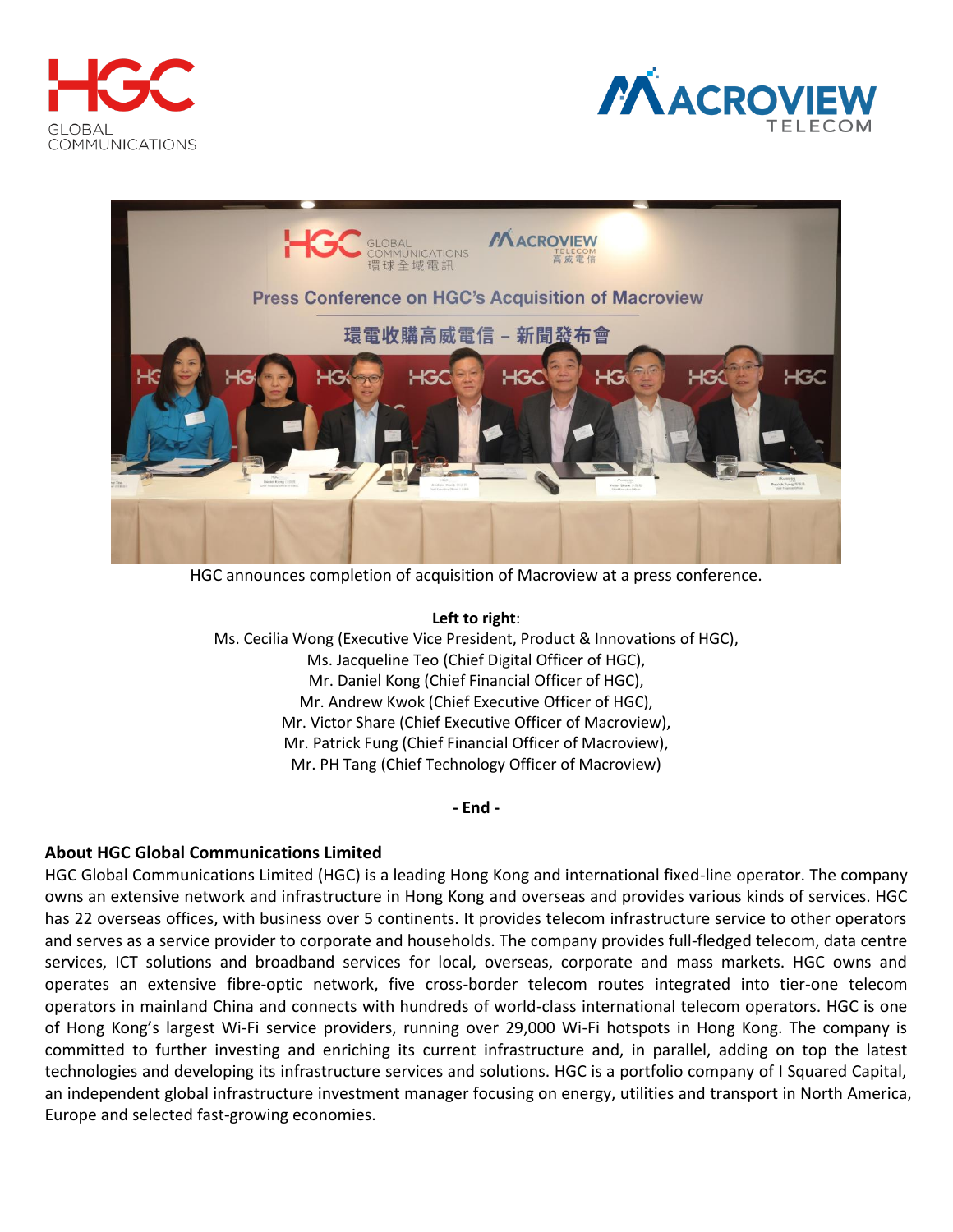HGC announces completion of acquisition of Macroview at a press conference.

**Left to right**:
Ms. Cecilia Wong (Executive Vice President, Product & Innovations of HGC),
Ms. Jacqueline Teo (Chief Digital Officer of HGC),
Mr. Daniel Kong (Chief Financial Officer of HGC),
Mr. Andrew Kwok (Chief Executive Officer of HGC),
Mr. Victor Share (Chief Executive Officer of Macroview),
Mr. Patrick Fung (Chief Financial Officer of Macroview),
Mr. PH Tang (Chief Technology Officer of Macroview)

**- End -**

## About HGC Global Communications Limited

HGC Global Communications Limited (HGC) is a leading Hong Kong and international fixed-line operator. The company owns an extensive network and infrastructure in Hong Kong and overseas and provides various kinds of services. HGC has 22 overseas offices, with business over 5 continents. It provides telecom infrastructure service to other operators and serves as a service provider to corporate and households. The company provides full-fledged telecom, data centre services, ICT solutions and broadband services for local, overseas, corporate and mass markets. HGC owns and operates an extensive fibre-optic network, five cross-border telecom routes integrated into tier-one telecom operators in mainland China and connects with hundreds of world-class international telecom operators. HGC is one of Hong Kong's largest Wi-Fi service providers, running over 29,000 Wi-Fi hotspots in Hong Kong. The company is committed to further investing and enriching its current infrastructure and, in parallel, adding on top the latest technologies and developing its infrastructure services and solutions. HGC is a portfolio company of I Squared Capital, an independent global infrastructure investment manager focusing on energy, utilities and transport in North America, Europe and selected fast-growing economies.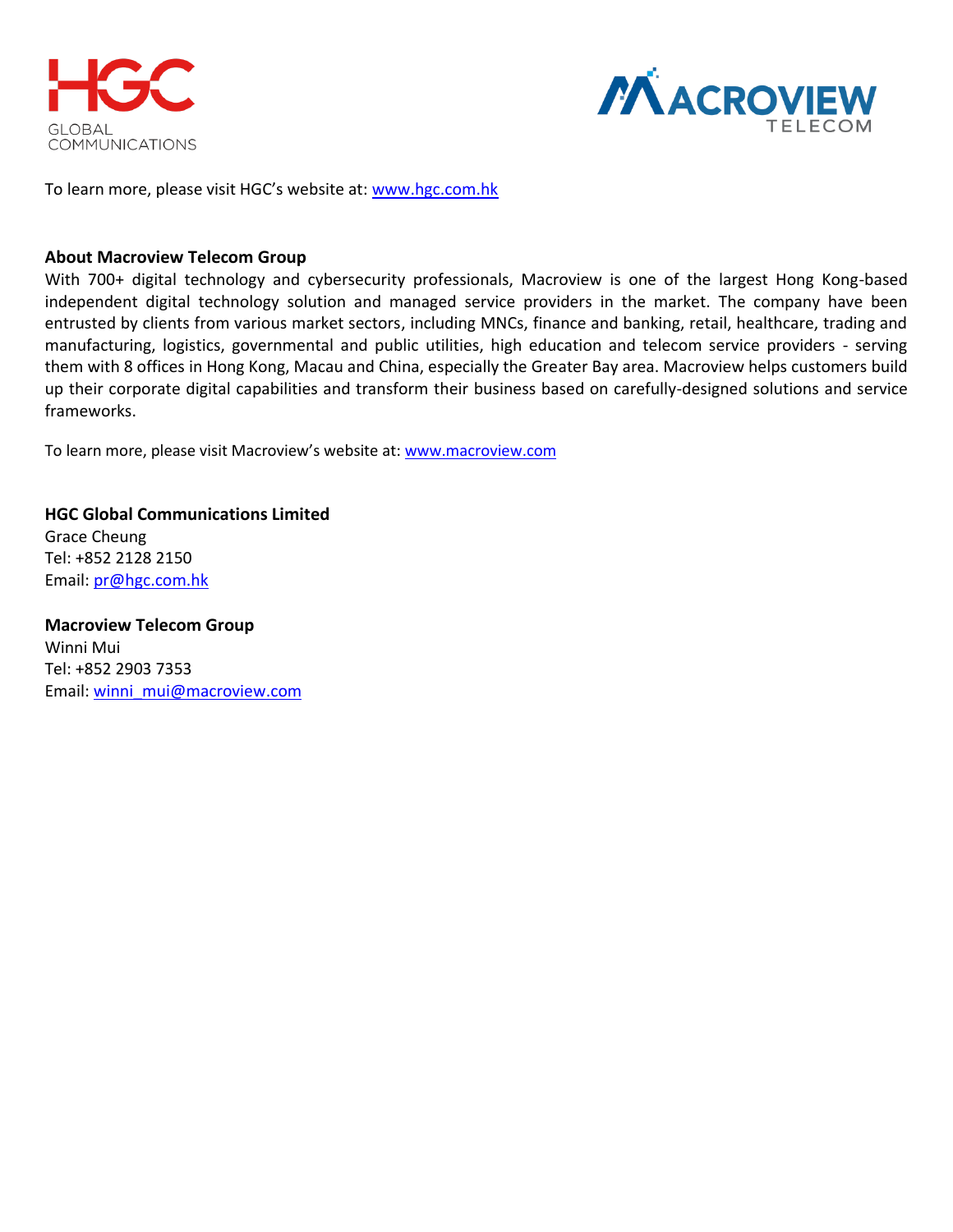To learn more, please visit HGC's website at: www.hgc.com.hk

**About Macroview Telecom Group**

With 700+ digital technology and cybersecurity professionals, Macroview is one of the largest Hong Kong-based independent digital technology solution and managed service providers in the market. The company have been entrusted by clients from various market sectors, including MNCs, finance and banking, retail, healthcare, trading and manufacturing, logistics, governmental and public utilities, high education and telecom service providers - serving them with 8 offices in Hong Kong, Macau and China, especially the Greater Bay area. Macroview helps customers build up their corporate digital capabilities and transform their business based on carefully-designed solutions and service frameworks.

To learn more, please visit Macroview's website at: www.macroview.com

**HGC Global Communications Limited**
Grace Cheung
Tel: +852 2128 2150
Email: pr@hgc.com.hk

**Macroview Telecom Group**
Winni Mui
Tel: +852 2903 7353
Email: winni_mui@macroview.com